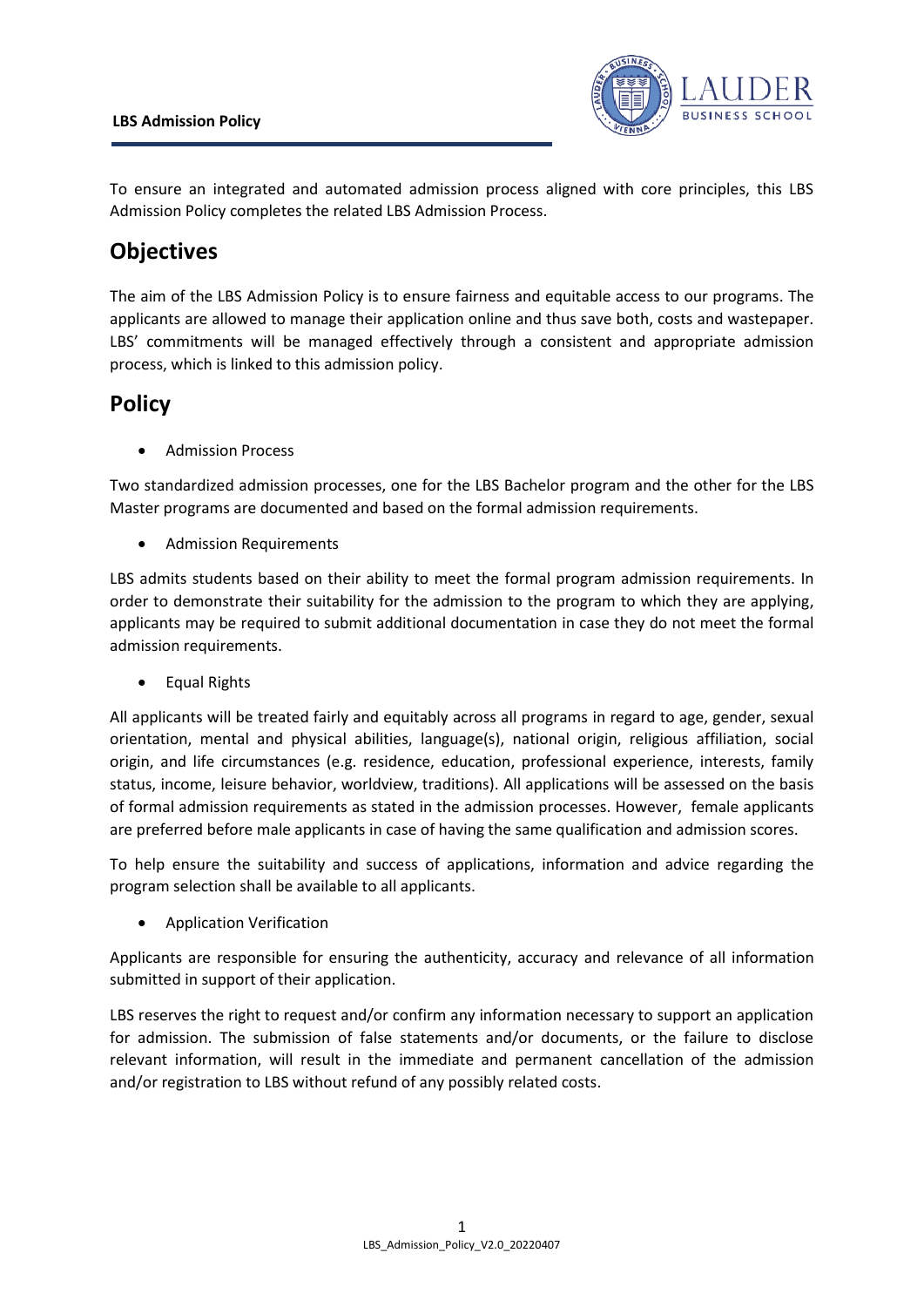**LBS Admission Policy**

To ensure an integrated and automated admission process aligned with core principles, this LBS Admission Policy completes the related LBS Admission Process.

## Objectives

The aim of the LBS Admission Policy is to ensure fairness and equitable access to our programs. The applicants are allowed to manage their application online and thus save both, costs and wastepaper. LBS' commitments will be managed effectively through a consistent and appropriate admission process, which is linked to this admission policy.

## Policy

- Admission Process

Two standardized admission processes, one for the LBS Bachelor program and the other for the LBS Master programs are documented and based on the formal admission requirements.

- Admission Requirements

LBS admits students based on their ability to meet the formal program admission requirements. In order to demonstrate their suitability for the admission to the program to which they are applying, applicants may be required to submit additional documentation in case they do not meet the formal admission requirements.

- Equal Rights

All applicants will be treated fairly and equitably across all programs in regard to age, gender, sexual orientation, mental and physical abilities, language(s), national origin, religious affiliation, social origin, and life circumstances (e.g. residence, education, professional experience, interests, family status, income, leisure behavior, worldview, traditions). All applications will be assessed on the basis of formal admission requirements as stated in the admission processes. However, female applicants are preferred before male applicants in case of having the same qualification and admission scores.

To help ensure the suitability and success of applications, information and advice regarding the program selection shall be available to all applicants.

- Application Verification

Applicants are responsible for ensuring the authenticity, accuracy and relevance of all information submitted in support of their application.

LBS reserves the right to request and/or confirm any information necessary to support an application for admission. The submission of false statements and/or documents, or the failure to disclose relevant information, will result in the immediate and permanent cancellation of the admission and/or registration to LBS without refund of any possibly related costs.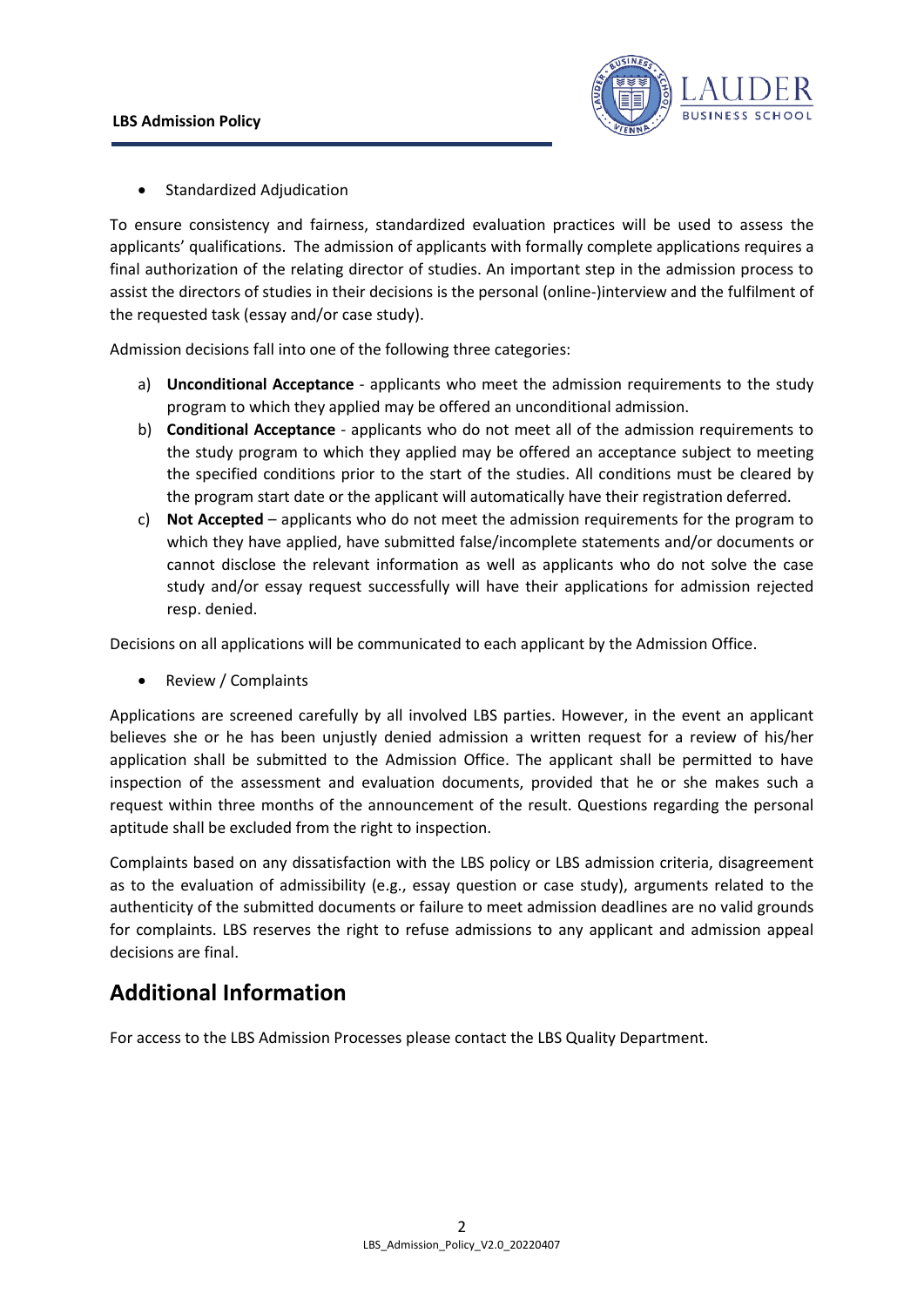- Standardized Adjudication

To ensure consistency and fairness, standardized evaluation practices will be used to assess the applicants' qualifications. The admission of applicants with formally complete applications requires a final authorization of the relating director of studies. An important step in the admission process to assist the directors of studies in their decisions is the personal (online-)interview and the fulfilment of the requested task (essay and/or case study).

Admission decisions fall into one of the following three categories:

a) **Unconditional Acceptance** - applicants who meet the admission requirements to the study program to which they applied may be offered an unconditional admission.
b) **Conditional Acceptance** - applicants who do not meet all of the admission requirements to the study program to which they applied may be offered an acceptance subject to meeting the specified conditions prior to the start of the studies. All conditions must be cleared by the program start date or the applicant will automatically have their registration deferred.
c) **Not Accepted** – applicants who do not meet the admission requirements for the program to which they have applied, have submitted false/incomplete statements and/or documents or cannot disclose the relevant information as well as applicants who do not solve the case study and/or essay request successfully will have their applications for admission rejected resp. denied.

Decisions on all applications will be communicated to each applicant by the Admission Office.

- Review / Complaints

Applications are screened carefully by all involved LBS parties. However, in the event an applicant believes she or he has been unjustly denied admission a written request for a review of his/her application shall be submitted to the Admission Office. The applicant shall be permitted to have inspection of the assessment and evaluation documents, provided that he or she makes such a request within three months of the announcement of the result. Questions regarding the personal aptitude shall be excluded from the right to inspection.

Complaints based on any dissatisfaction with the LBS policy or LBS admission criteria, disagreement as to the evaluation of admissibility (e.g., essay question or case study), arguments related to the authenticity of the submitted documents or failure to meet admission deadlines are no valid grounds for complaints. LBS reserves the right to refuse admissions to any applicant and admission appeal decisions are final.

## Additional Information

For access to the LBS Admission Processes please contact the LBS Quality Department.